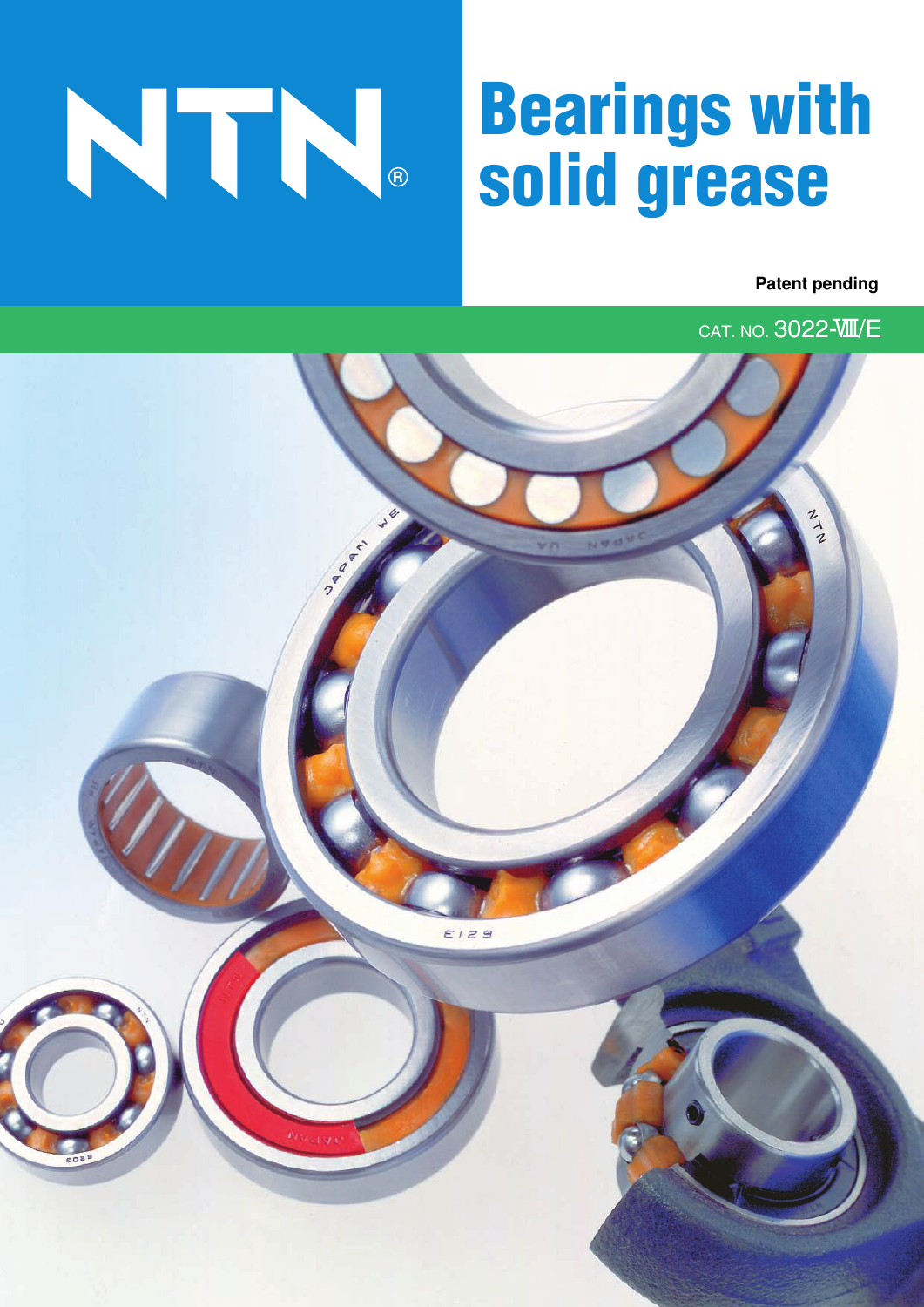NTN®

# Bearings with solid grease

**Patent pending**

CAT. NO. 3022-Ⅶ/E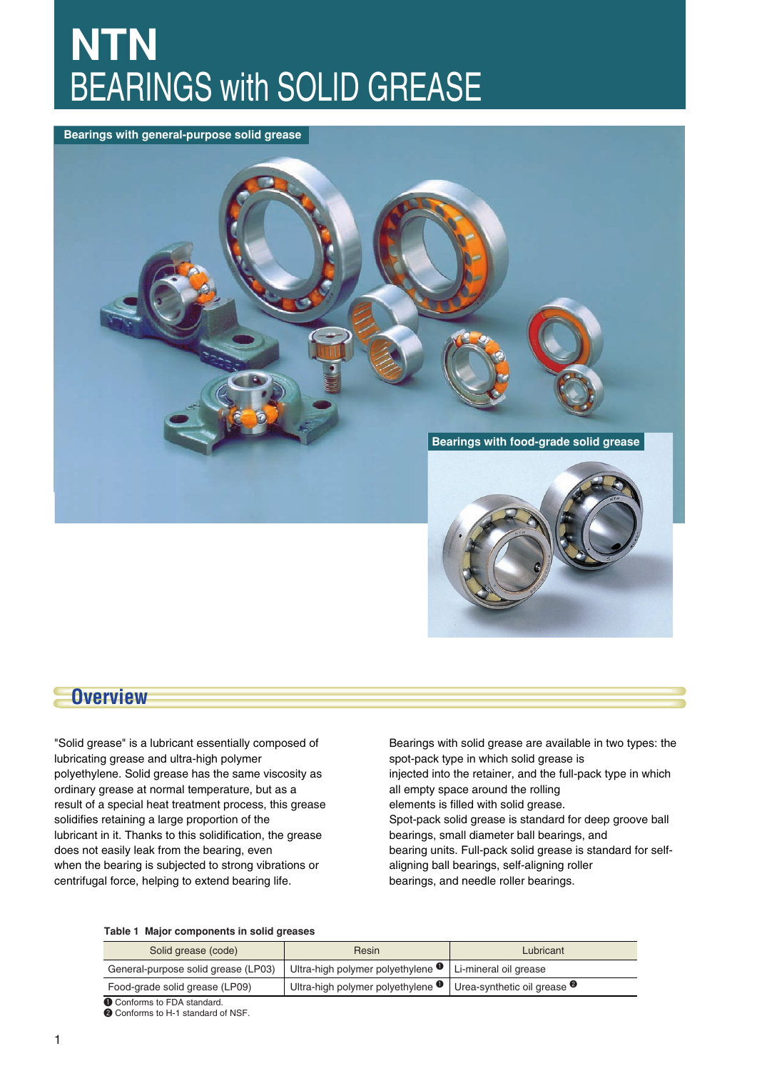# NTN BEARINGS with SOLID GREASE

Bearings with general-purpose solid grease

Bearings with food-grade solid grease

## Overview

"Solid grease" is a lubricant essentially composed of lubricating grease and ultra-high polymer polyethylene. Solid grease has the same viscosity as ordinary grease at normal temperature, but as a result of a special heat treatment process, this grease solidifies retaining a large proportion of the lubricant in it. Thanks to this solidification, the grease does not easily leak from the bearing, even when the bearing is subjected to strong vibrations or centrifugal force, helping to extend bearing life.

Bearings with solid grease are available in two types: the spot-pack type in which solid grease is injected into the retainer, and the full-pack type in which all empty space around the rolling elements is filled with solid grease.
Spot-pack solid grease is standard for deep groove ball bearings, small diameter ball bearings, and bearing units. Full-pack solid grease is standard for self-aligning ball bearings, self-aligning roller bearings, and needle roller bearings.

**Table 1 Major components in solid greases**

| Solid grease (code) | Resin | Lubricant |
|---|---|---|
| General-purpose solid grease (LP03) | Ultra-high polymer polyethylene ❶ | Li-mineral oil grease |
| Food-grade solid grease (LP09) | Ultra-high polymer polyethylene ❶ | Urea-synthetic oil grease ❷ |

❶ Conforms to FDA standard.
❷ Conforms to H-1 standard of NSF.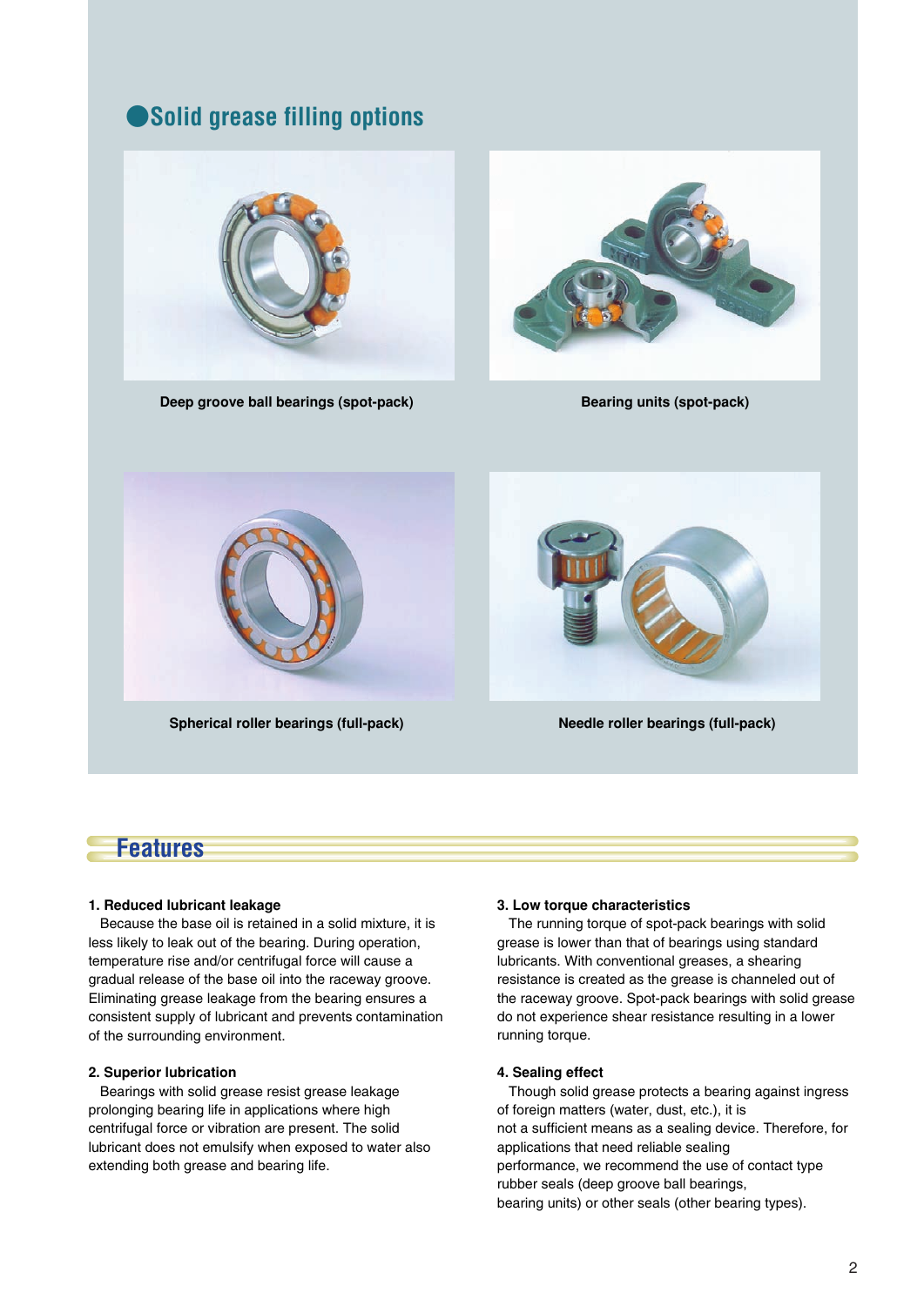## Solid grease filling options

Deep groove ball bearings (spot-pack)

Bearing units (spot-pack)

Spherical roller bearings (full-pack)

Needle roller bearings (full-pack)

## Features

**1. Reduced lubricant leakage**

Because the base oil is retained in a solid mixture, it is less likely to leak out of the bearing. During operation, temperature rise and/or centrifugal force will cause a gradual release of the base oil into the raceway groove. Eliminating grease leakage from the bearing ensures a consistent supply of lubricant and prevents contamination of the surrounding environment.

**2. Superior lubrication**

Bearings with solid grease resist grease leakage prolonging bearing life in applications where high centrifugal force or vibration are present. The solid lubricant does not emulsify when exposed to water also extending both grease and bearing life.

**3. Low torque characteristics**

The running torque of spot-pack bearings with solid grease is lower than that of bearings using standard lubricants. With conventional greases, a shearing resistance is created as the grease is channeled out of the raceway groove. Spot-pack bearings with solid grease do not experience shear resistance resulting in a lower running torque.

**4. Sealing effect**

Though solid grease protects a bearing against ingress of foreign matters (water, dust, etc.), it is not a sufficient means as a sealing device. Therefore, for applications that need reliable sealing performance, we recommend the use of contact type rubber seals (deep groove ball bearings, bearing units) or other seals (other bearing types).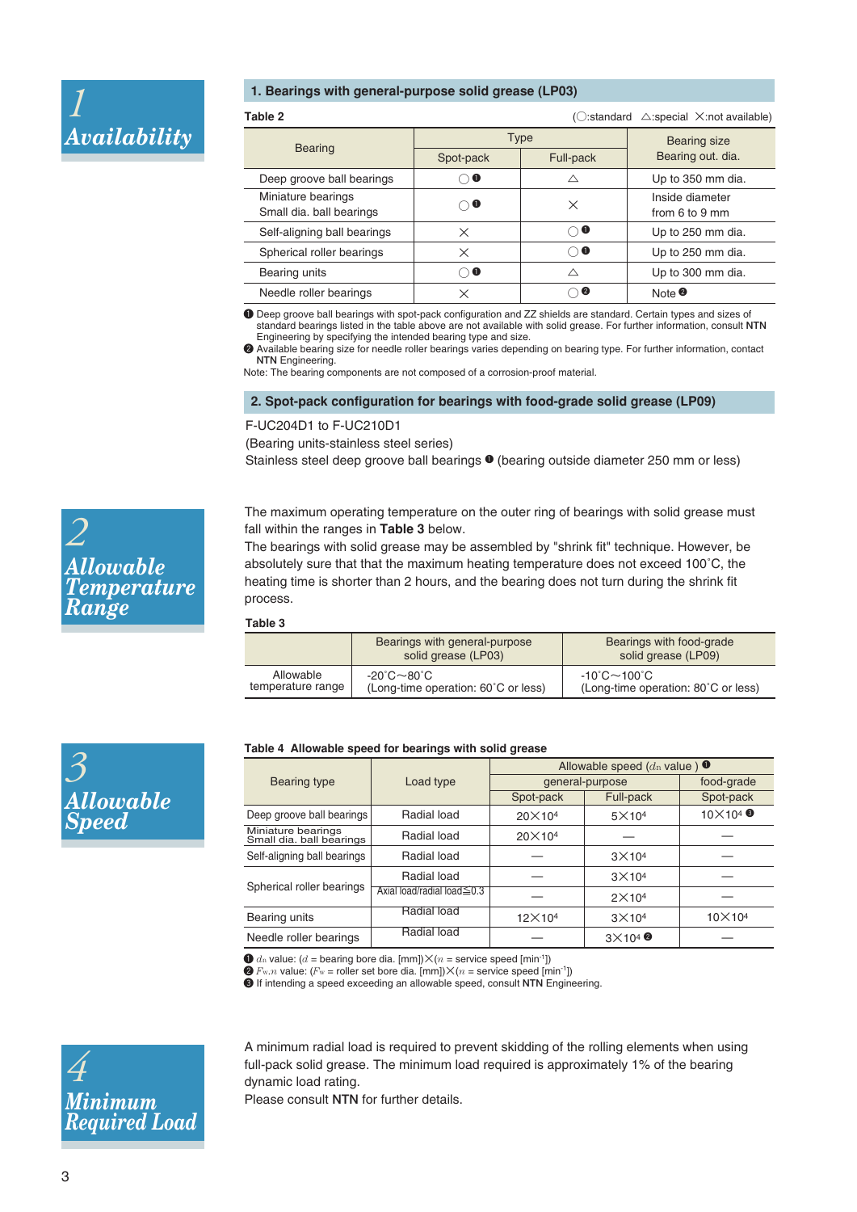# 1 Availability

## 1. Bearings with general-purpose solid grease (LP03)

**Table 2** (○:standard △:special ×:not available)

| Bearing | Type | | Bearing size Bearing out. dia. |
|---|---|---|---|
| | Spot-pack | Full-pack | |
| Deep groove ball bearings | ○ ❶ | △ | Up to 350 mm dia. |
| Miniature bearings Small dia. ball bearings | ○ ❶ | × | Inside diameter from 6 to 9 mm |
| Self-aligning ball bearings | × | ○ ❶ | Up to 250 mm dia. |
| Spherical roller bearings | × | ○ ❶ | Up to 250 mm dia. |
| Bearing units | ○ ❶ | △ | Up to 300 mm dia. |
| Needle roller bearings | × | ○ ❷ | Note ❷ |

❶ Deep groove ball bearings with spot-pack configuration and ZZ shields are standard. Certain types and sizes of standard bearings listed in the table above are not available with solid grease. For further information, consult **NTN** Engineering by specifying the intended bearing type and size.
❷ Available bearing size for needle roller bearings varies depending on bearing type. For further information, contact **NTN** Engineering.
Note: The bearing components are not composed of a corrosion-proof material.

## 2. Spot-pack configuration for bearings with food-grade solid grease (LP09)

F-UC204D1 to F-UC210D1
(Bearing units-stainless steel series)
Stainless steel deep groove ball bearings ❶ (bearing outside diameter 250 mm or less)

# 2 Allowable Temperature Range

The maximum operating temperature on the outer ring of bearings with solid grease must fall within the ranges in **Table 3** below.
The bearings with solid grease may be assembled by "shrink fit" technique. However, be absolutely sure that that the maximum heating temperature does not exceed 100˚C, the heating time is shorter than 2 hours, and the bearing does not turn during the shrink fit process.

**Table 3**

| | Bearings with general-purpose solid grease (LP03) | Bearings with food-grade solid grease (LP09) |
|---|---|---|
| Allowable temperature range | -20˚C～80˚C (Long-time operation: 60˚C or less) | -10˚C～100˚C (Long-time operation: 80˚C or less) |

# 3 Allowable Speed

**Table 4 Allowable speed for bearings with solid grease**

| Bearing type | Load type | Allowable speed ($d_n$ value) ❶ | | |
|---|---|---|---|---|
| | | general-purpose | | food-grade |
| | | Spot-pack | Full-pack | Spot-pack |
| Deep groove ball bearings | Radial load | $20\times10^4$ | $5\times10^4$ | $10\times10^4$ ❸ |
| Miniature bearings Small dia. ball bearings | Radial load | $20\times10^4$ | — | — |
| Self-aligning ball bearings | Radial load | — | $3\times10^4$ | — |
| Spherical roller bearings | Radial load | — | $3\times10^4$ | — |
| Spherical roller bearings | Axial load/radial load≦0.3 | — | $2\times10^4$ | — |
| Bearing units | Radial load | $12\times10^4$ | $3\times10^4$ | $10\times10^4$ |
| Needle roller bearings | Radial load | — | $3\times10^4$ ❷ | — |

❶ $d_n$ value: ($d$ = bearing bore dia. [mm])×($n$ = service speed [min$^{-1}$])
❷ $F_{w}.n$ value: ($F_w$ = roller set bore dia. [mm])×($n$ = service speed [min$^{-1}$])
❸ If intending a speed exceeding an allowable speed, consult **NTN** Engineering.

# 4 Minimum Required Load

A minimum radial load is required to prevent skidding of the rolling elements when using full-pack solid grease. The minimum load required is approximately 1% of the bearing dynamic load rating.
Please consult **NTN** for further details.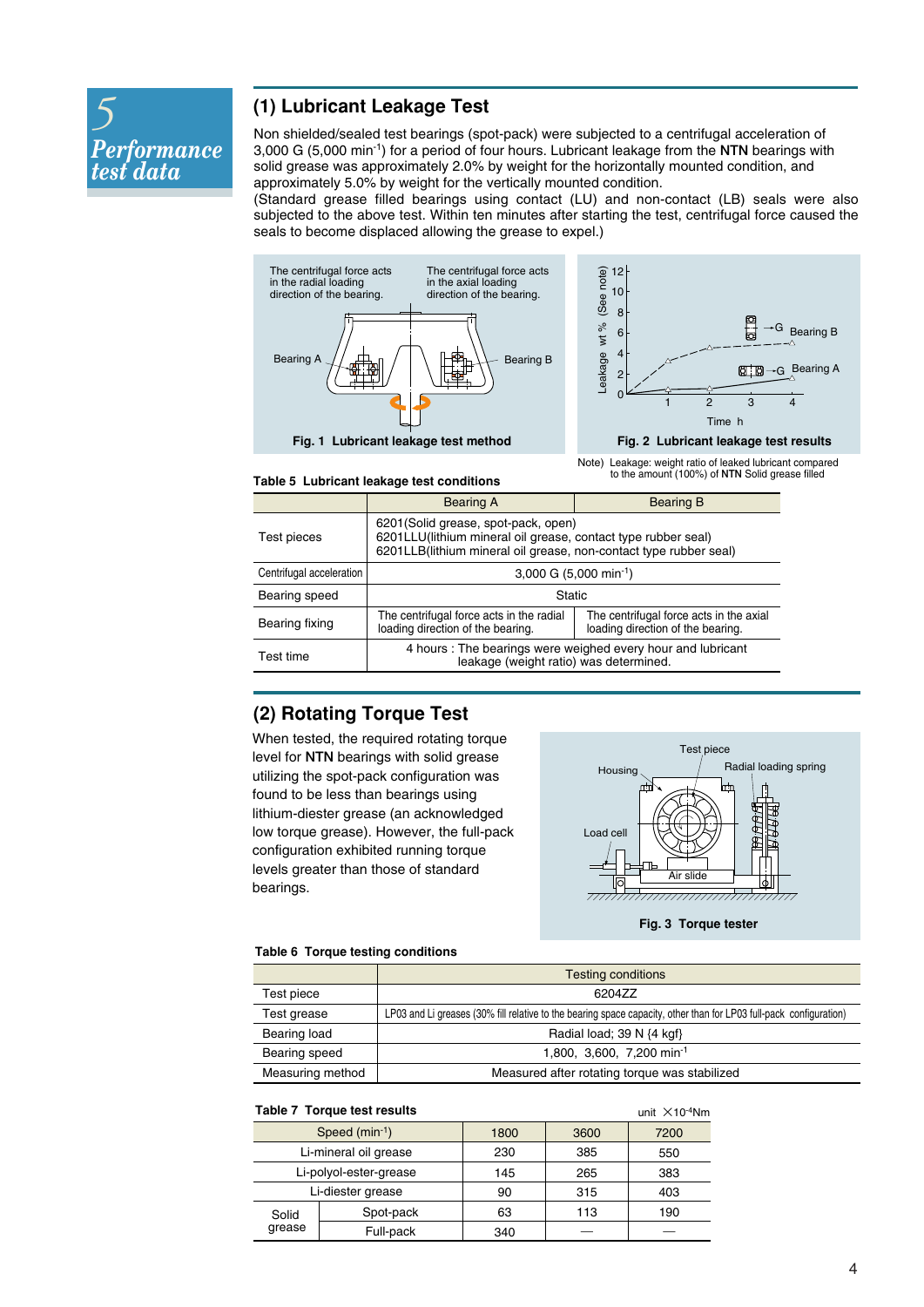# 5 Performance test data

## (1) Lubricant Leakage Test

Non shielded/sealed test bearings (spot-pack) were subjected to a centrifugal acceleration of 3,000 G (5,000 min$^{-1}$) for a period of four hours. Lubricant leakage from the **NTN** bearings with solid grease was approximately 2.0% by weight for the horizontally mounted condition, and approximately 5.0% by weight for the vertically mounted condition.
(Standard grease filled bearings using contact (LU) and non-contact (LB) seals were also subjected to the above test. Within ten minutes after starting the test, centrifugal force caused the seals to become displaced allowing the grease to expel.)

The centrifugal force acts in the radial loading direction of the bearing. The centrifugal force acts in the axial loading direction of the bearing.

Bearing A    Bearing B

**Fig. 1 Lubricant leakage test method**

**Fig. 2 Lubricant leakage test results**

Note) Leakage: weight ratio of leaked lubricant compared to the amount (100%) of **NTN** Solid grease filled

**Table 5 Lubricant leakage test conditions**

| | Bearing A | Bearing B |
|---|---|---|
| Test pieces | 6201(Solid grease, spot-pack, open)<br>6201LLU(lithium mineral oil grease, contact type rubber seal)<br>6201LLB(lithium mineral oil grease, non-contact type rubber seal) | |
| Centrifugal acceleration | 3,000 G (5,000 min$^{-1}$) | |
| Bearing speed | Static | |
| Bearing fixing | The centrifugal force acts in the radial loading direction of the bearing. | The centrifugal force acts in the axial loading direction of the bearing. |
| Test time | 4 hours : The bearings were weighed every hour and lubricant leakage (weight ratio) was determined. | |

## (2) Rotating Torque Test

When tested, the required rotating torque level for **NTN** bearings with solid grease utilizing the spot-pack configuration was found to be less than bearings using lithium-diester grease (an acknowledged low torque grease). However, the full-pack configuration exhibited running torque levels greater than those of standard bearings.

**Fig. 3 Torque tester**

**Table 6 Torque testing conditions**

| | Testing conditions |
|---|---|
| Test piece | 6204ZZ |
| Test grease | LP03 and Li greases (30% fill relative to the bearing space capacity, other than for LP03 full-pack configuration) |
| Bearing load | Radial load; 39 N {4 kgf} |
| Bearing speed | 1,800, 3,600, 7,200 min$^{-1}$ |
| Measuring method | Measured after rotating torque was stabilized |

**Table 7 Torque test results**

unit $\times 10^{-4}$Nm

| Speed (min$^{-1}$) | | 1800 | 3600 | 7200 |
|---|---|---|---|---|
| Li-mineral oil grease | | 230 | 385 | 550 |
| Li-polyol-ester-grease | | 145 | 265 | 383 |
| Li-diester grease | | 90 | 315 | 403 |
| Solid grease | Spot-pack | 63 | 113 | 190 |
| | Full-pack | 340 | — | — |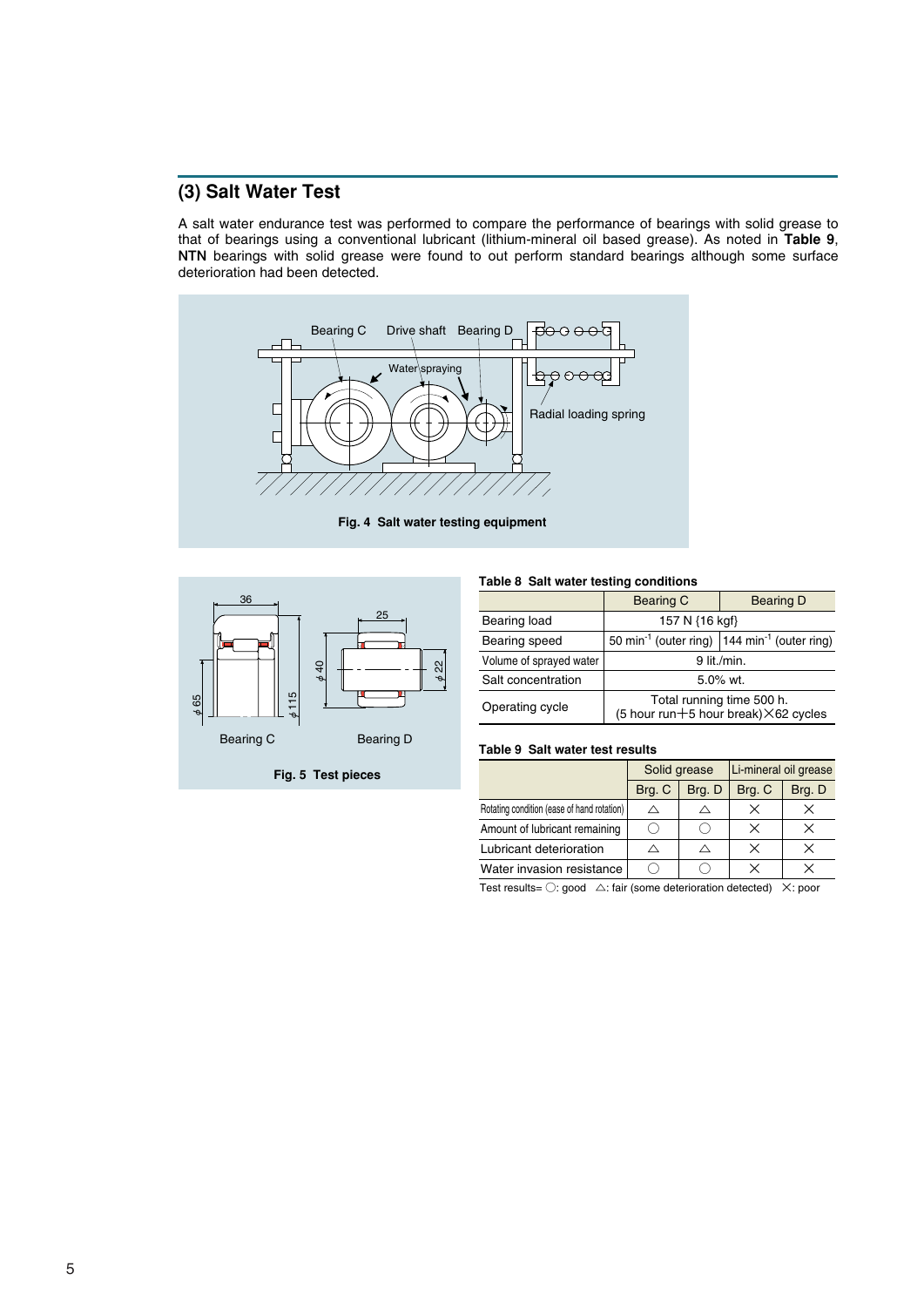## (3) Salt Water Test

A salt water endurance test was performed to compare the performance of bearings with solid grease to that of bearings using a conventional lubricant (lithium-mineral oil based grease). As noted in **Table 9**, **NTN** bearings with solid grease were found to out perform standard bearings although some surface deterioration had been detected.

**Fig. 4 Salt water testing equipment**

**Fig. 5 Test pieces**

**Table 8 Salt water testing conditions**

| | Bearing C | Bearing D |
|---|---|---|
| Bearing load | 157 N {16 kgf} | |
| Bearing speed | 50 $min^{-1}$ (outer ring) | 144 $min^{-1}$ (outer ring) |
| Volume of sprayed water | 9 lit./min. | |
| Salt concentration | 5.0% wt. | |
| Operating cycle | Total running time 500 h. (5 hour run+5 hour break)×62 cycles | |

**Table 9 Salt water test results**

| | Solid grease | | Li-mineral oil grease | |
|---|---|---|---|---|
| | Brg. C | Brg. D | Brg. C | Brg. D |
| Rotating condition (ease of hand rotation) | △ | △ | × | × |
| Amount of lubricant remaining | ○ | ○ | × | × |
| Lubricant deterioration | △ | △ | × | × |
| Water invasion resistance | ○ | ○ | × | × |

Test results= ○: good △: fair (some deterioration detected) ×: poor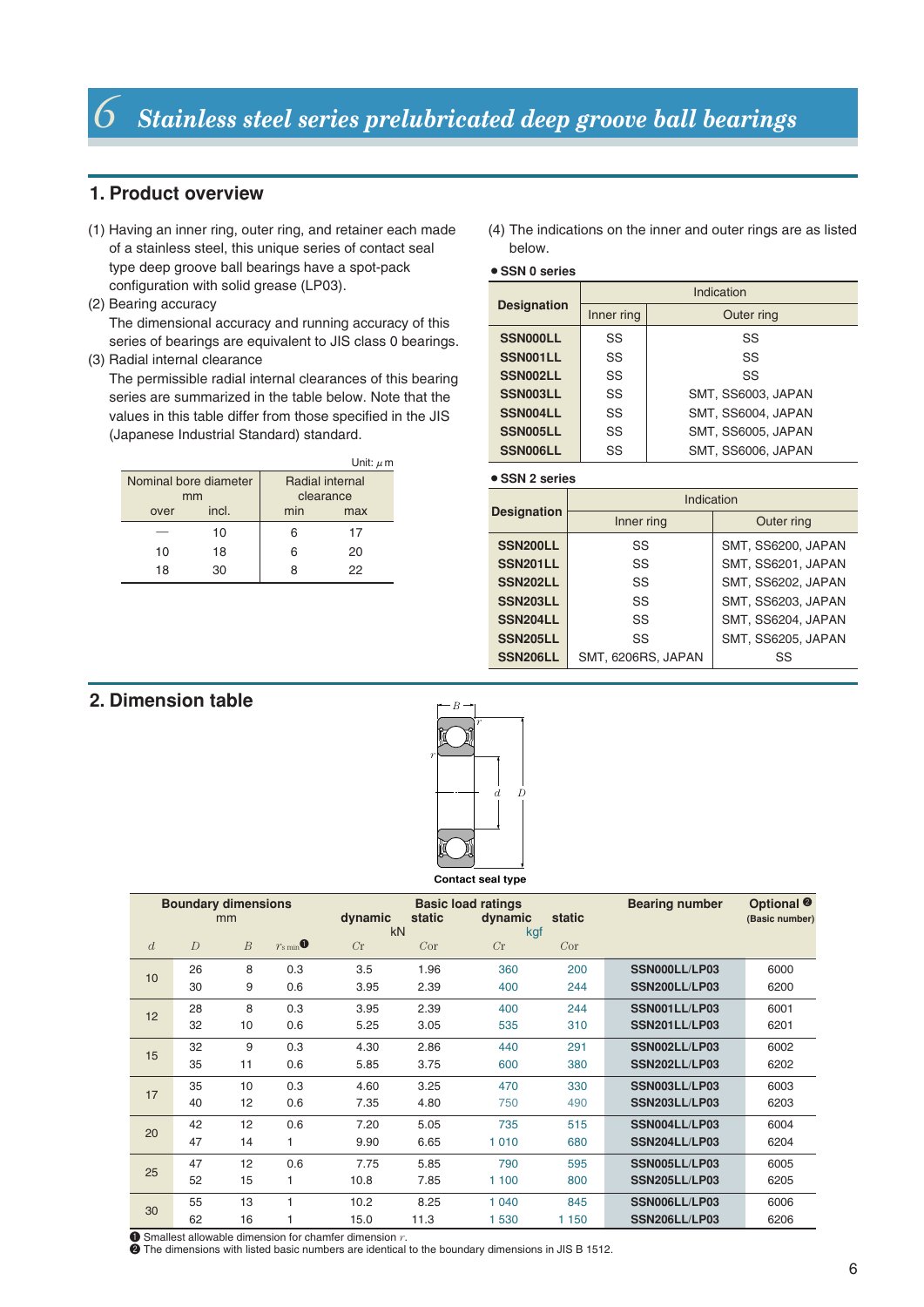# 6 Stainless steel series prelubricated deep groove ball bearings

## 1. Product overview

(1) Having an inner ring, outer ring, and retainer each made of a stainless steel, this unique series of contact seal type deep groove ball bearings have a spot-pack configuration with solid grease (LP03).

(2) Bearing accuracy
The dimensional accuracy and running accuracy of this series of bearings are equivalent to JIS class 0 bearings.

(3) Radial internal clearance
The permissible radial internal clearances of this bearing series are summarized in the table below. Note that the values in this table differ from those specified in the JIS (Japanese Industrial Standard) standard.

Unit: μm

| Nominal bore diameter mm | | Radial internal clearance | |
|---|---|---|---|
| over | incl. | min | max |
| — | 10 | 6 | 17 |
| 10 | 18 | 6 | 20 |
| 18 | 30 | 8 | 22 |

(4) The indications on the inner and outer rings are as listed below.

● **SSN 0 series**

| Designation | Indication | |
|---|---|---|
| | Inner ring | Outer ring |
| **SSN000LL** | SS | SS |
| **SSN001LL** | SS | SS |
| **SSN002LL** | SS | SS |
| **SSN003LL** | SS | SMT, SS6003, JAPAN |
| **SSN004LL** | SS | SMT, SS6004, JAPAN |
| **SSN005LL** | SS | SMT, SS6005, JAPAN |
| **SSN006LL** | SS | SMT, SS6006, JAPAN |

● **SSN 2 series**

| Designation | Indication | |
|---|---|---|
| | Inner ring | Outer ring |
| **SSN200LL** | SS | SMT, SS6200, JAPAN |
| **SSN201LL** | SS | SMT, SS6201, JAPAN |
| **SSN202LL** | SS | SMT, SS6202, JAPAN |
| **SSN203LL** | SS | SMT, SS6203, JAPAN |
| **SSN204LL** | SS | SMT, SS6204, JAPAN |
| **SSN205LL** | SS | SMT, SS6205, JAPAN |
| **SSN206LL** | SMT, 6206RS, JAPAN | SS |

## 2. Dimension table

Contact seal type

| Boundary dimensions mm | | | | Basic load ratings dynamic kN | static kN | dynamic kgf | static kgf | Bearing number | Optional ❷ (Basic number) |
|---|---|---|---|---|---|---|---|---|---|
| $d$ | $D$ | $B$ | $r_{s\,min}$ ❶ | $C_r$ | $C_{or}$ | $C_r$ | $C_{or}$ | | |
| 10 | 26 | 8 | 0.3 | 3.5 | 1.96 | 360 | 200 | **SSN000LL/LP03** | 6000 |
| | 30 | 9 | 0.6 | 3.95 | 2.39 | 400 | 244 | **SSN200LL/LP03** | 6200 |
| 12 | 28 | 8 | 0.3 | 3.95 | 2.39 | 400 | 244 | **SSN001LL/LP03** | 6001 |
| | 32 | 10 | 0.6 | 5.25 | 3.05 | 535 | 310 | **SSN201LL/LP03** | 6201 |
| 15 | 32 | 9 | 0.3 | 4.30 | 2.86 | 440 | 291 | **SSN002LL/LP03** | 6002 |
| | 35 | 11 | 0.6 | 5.85 | 3.75 | 600 | 380 | **SSN202LL/LP03** | 6202 |
| 17 | 35 | 10 | 0.3 | 4.60 | 3.25 | 470 | 330 | **SSN003LL/LP03** | 6003 |
| | 40 | 12 | 0.6 | 7.35 | 4.80 | 750 | 490 | **SSN203LL/LP03** | 6203 |
| 20 | 42 | 12 | 0.6 | 7.20 | 5.05 | 735 | 515 | **SSN004LL/LP03** | 6004 |
| | 47 | 14 | 1 | 9.90 | 6.65 | 1 010 | 680 | **SSN204LL/LP03** | 6204 |
| 25 | 47 | 12 | 0.6 | 7.75 | 5.85 | 790 | 595 | **SSN005LL/LP03** | 6005 |
| | 52 | 15 | 1 | 10.8 | 7.85 | 1 100 | 800 | **SSN205LL/LP03** | 6205 |
| 30 | 55 | 13 | 1 | 10.2 | 8.25 | 1 040 | 845 | **SSN006LL/LP03** | 6006 |
| | 62 | 16 | 1 | 15.0 | 11.3 | 1 530 | 1 150 | **SSN206LL/LP03** | 6206 |

❶ Smallest allowable dimension for chamfer dimension $r$.
❷ The dimensions with listed basic numbers are identical to the boundary dimensions in JIS B 1512.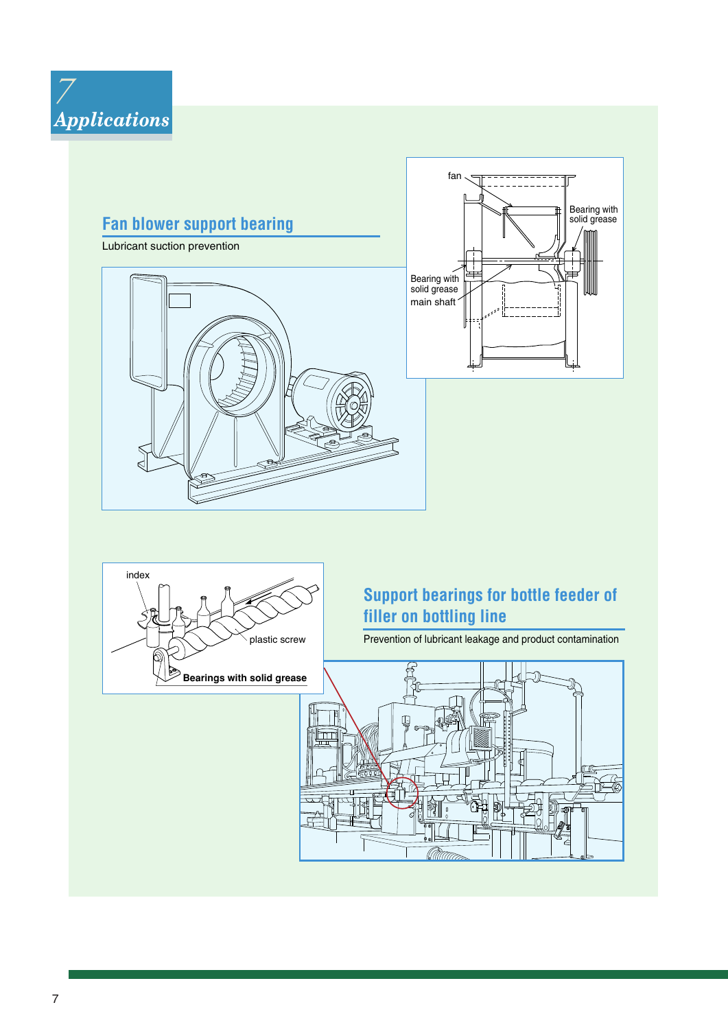# 7 Applications

## Fan blower support bearing

Lubricant suction prevention

fan

Bearing with solid grease

Bearing with solid grease

main shaft

index

plastic screw

**Bearings with solid grease**

## Support bearings for bottle feeder of filler on bottling line

Prevention of lubricant leakage and product contamination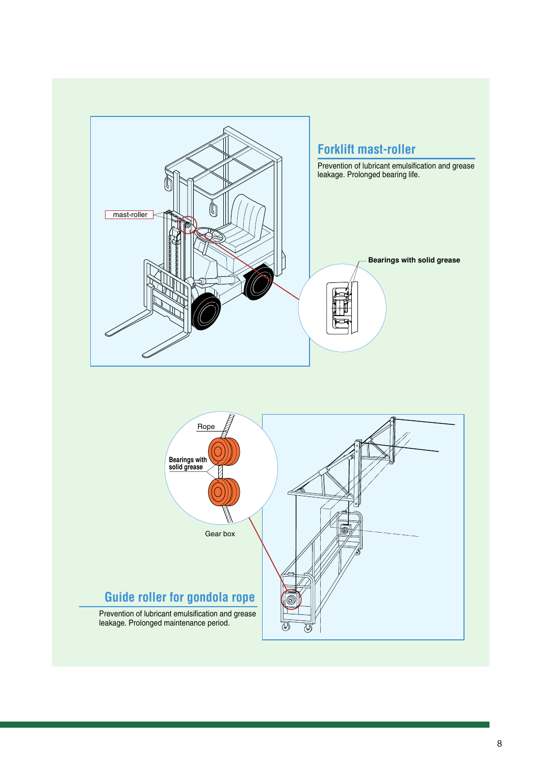## Forklift mast-roller

Prevention of lubricant emulsification and grease leakage. Prolonged bearing life.

mast-roller

Bearings with solid grease

## Guide roller for gondola rope

Prevention of lubricant emulsification and grease leakage. Prolonged maintenance period.

Rope

Bearings with solid grease

Gear box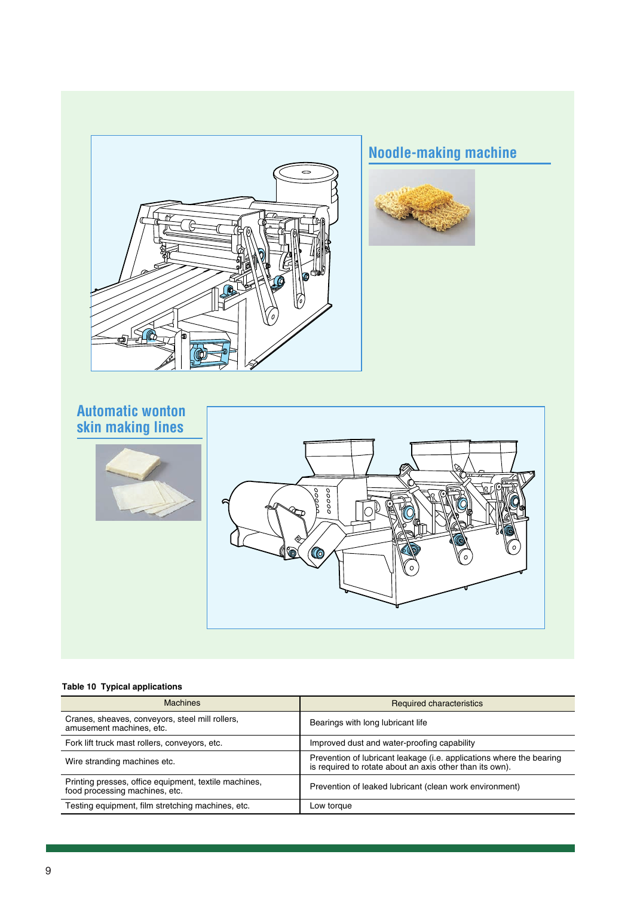## Noodle-making machine

## Automatic wonton skin making lines

**Table 10 Typical applications**

| Machines | Required characteristics |
| --- | --- |
| Cranes, sheaves, conveyors, steel mill rollers, amusement machines, etc. | Bearings with long lubricant life |
| Fork lift truck mast rollers, conveyors, etc. | Improved dust and water-proofing capability |
| Wire stranding machines etc. | Prevention of lubricant leakage (i.e. applications where the bearing is required to rotate about an axis other than its own). |
| Printing presses, office equipment, textile machines, food processing machines, etc. | Prevention of leaked lubricant (clean work environment) |
| Testing equipment, film stretching machines, etc. | Low torque |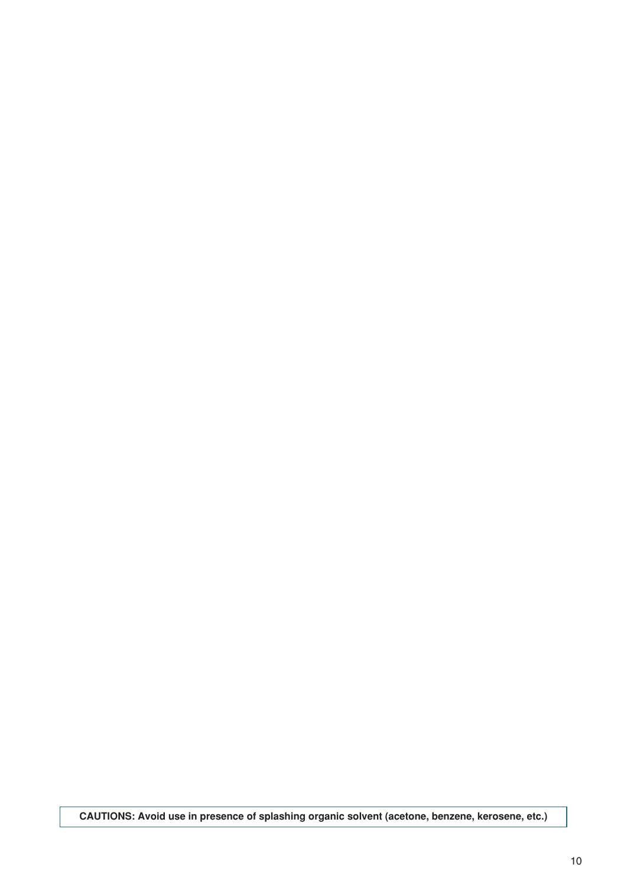**CAUTIONS: Avoid use in presence of splashing organic solvent (acetone, benzene, kerosene, etc.)**